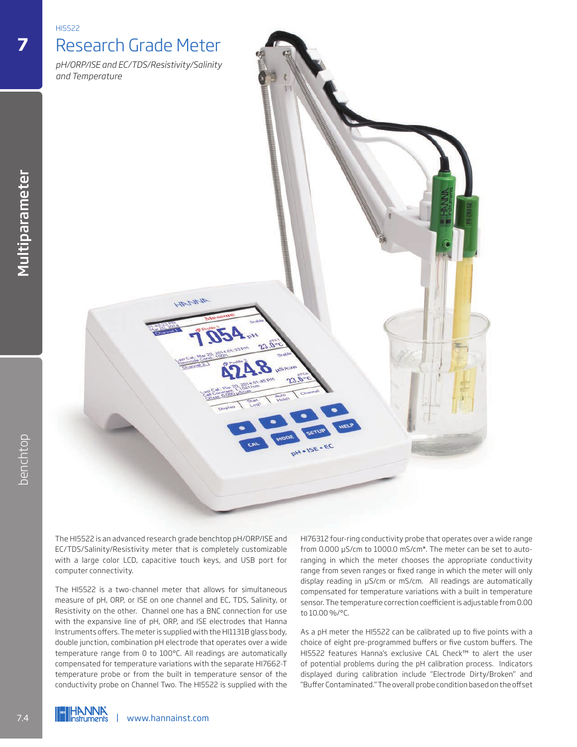HI5522

# Research Grade Meter

*pH/ORP/ISE and EC/TDS/Resistivity/Salinity and Temperature*

The HI5522 is an advanced research grade benchtop pH/ORP/ISE and EC/TDS/Salinity/Resistivity meter that is completely customizable with a large color LCD, capacitive touch keys, and USB port for computer connectivity.

The HI5522 is a two-channel meter that allows for simultaneous measure of pH, ORP, or ISE on one channel and EC, TDS, Salinity, or Resistivity on the other. Channel one has a BNC connection for use with the expansive line of pH, ORP, and ISE electrodes that Hanna Instruments offers. The meter is supplied with the HI1131B glass body, double junction, combination pH electrode that operates over a wide temperature range from 0 to 100°C. All readings are automatically compensated for temperature variations with the separate HI7662-T temperature probe or from the built in temperature sensor of the conductivity probe on Channel Two. The HI5522 is supplied with the HI76312 four-ring conductivity probe that operates over a wide range from 0.000 µS/cm to 1000.0 mS/cm*. The meter can be set to auto-ranging in which the meter chooses the appropriate conductivity range from seven ranges or fixed range in which the meter will only display reading in µS/cm or mS/cm. All readings are automatically compensated for temperature variations with a built in temperature sensor. The temperature correction coefficient is adjustable from 0.00 to 10.00 %/°C.

As a pH meter the HI5522 can be calibrated up to five points with a choice of eight pre-programmed buffers or five custom buffers. The HI5522 features Hanna's exclusive CAL Check™ to alert the user of potential problems during the pH calibration process. Indicators displayed during calibration include "Electrode Dirty/Broken" and "Buffer Contaminated." The overall probe condition based on the offset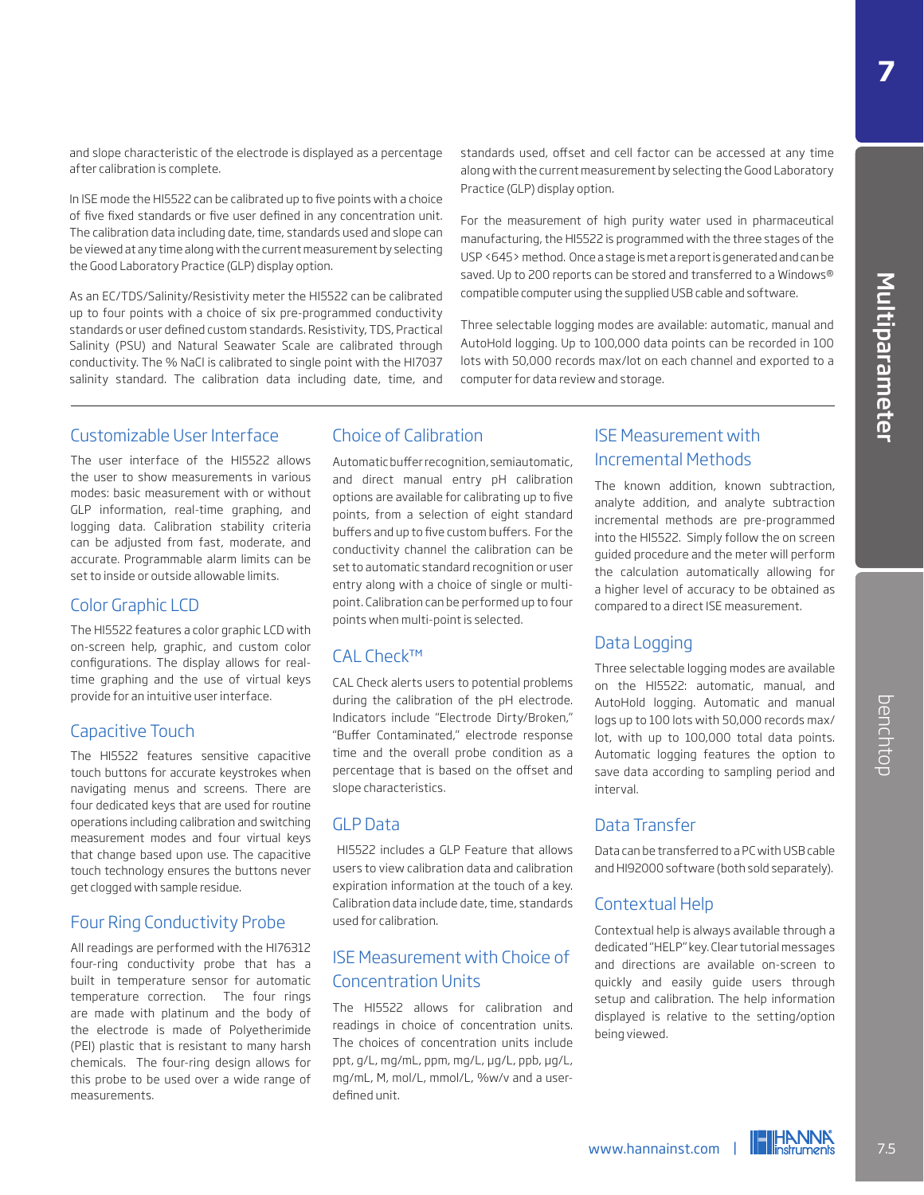and slope characteristic of the electrode is displayed as a percentage after calibration is complete.

In ISE mode the HI5522 can be calibrated up to five points with a choice of five fixed standards or five user defined in any concentration unit. The calibration data including date, time, standards used and slope can be viewed at any time along with the current measurement by selecting the Good Laboratory Practice (GLP) display option.

As an EC/TDS/Salinity/Resistivity meter the HI5522 can be calibrated up to four points with a choice of six pre-programmed conductivity standards or user defined custom standards. Resistivity, TDS, Practical Salinity (PSU) and Natural Seawater Scale are calibrated through conductivity. The % NaCl is calibrated to single point with the HI7037 salinity standard. The calibration data including date, time, and standards used, offset and cell factor can be accessed at any time along with the current measurement by selecting the Good Laboratory Practice (GLP) display option.

For the measurement of high purity water used in pharmaceutical manufacturing, the HI5522 is programmed with the three stages of the USP <645> method. Once a stage is met a report is generated and can be saved. Up to 200 reports can be stored and transferred to a Windows® compatible computer using the supplied USB cable and software.

Three selectable logging modes are available: automatic, manual and AutoHold logging. Up to 100,000 data points can be recorded in 100 lots with 50,000 records max/lot on each channel and exported to a computer for data review and storage.

## Customizable User Interface

The user interface of the HI5522 allows the user to show measurements in various modes: basic measurement with or without GLP information, real-time graphing, and logging data. Calibration stability criteria can be adjusted from fast, moderate, and accurate. Programmable alarm limits can be set to inside or outside allowable limits.

## Color Graphic LCD

The HI5522 features a color graphic LCD with on-screen help, graphic, and custom color configurations. The display allows for real-time graphing and the use of virtual keys provide for an intuitive user interface.

## Capacitive Touch

The HI5522 features sensitive capacitive touch buttons for accurate keystrokes when navigating menus and screens. There are four dedicated keys that are used for routine operations including calibration and switching measurement modes and four virtual keys that change based upon use. The capacitive touch technology ensures the buttons never get clogged with sample residue.

## Four Ring Conductivity Probe

All readings are performed with the HI76312 four-ring conductivity probe that has a built in temperature sensor for automatic temperature correction. The four rings are made with platinum and the body of the electrode is made of Polyetherimide (PEI) plastic that is resistant to many harsh chemicals. The four-ring design allows for this probe to be used over a wide range of measurements.

## Choice of Calibration

Automatic buffer recognition, semiautomatic, and direct manual entry pH calibration options are available for calibrating up to five points, from a selection of eight standard buffers and up to five custom buffers. For the conductivity channel the calibration can be set to automatic standard recognition or user entry along with a choice of single or multi-point. Calibration can be performed up to four points when multi-point is selected.

## CAL Check™

CAL Check alerts users to potential problems during the calibration of the pH electrode. Indicators include "Electrode Dirty/Broken," "Buffer Contaminated," electrode response time and the overall probe condition as a percentage that is based on the offset and slope characteristics.

## GLP Data

HI5522 includes a GLP Feature that allows users to view calibration data and calibration expiration information at the touch of a key. Calibration data include date, time, standards used for calibration.

## ISE Measurement with Choice of Concentration Units

The HI5522 allows for calibration and readings in choice of concentration units. The choices of concentration units include ppt, g/L, mg/mL, ppm, mg/L, µg/L, ppb, µg/L, mg/mL, M, mol/L, mmol/L, %w/v and a user-defined unit.

## ISE Measurement with Incremental Methods

The known addition, known subtraction, analyte addition, and analyte subtraction incremental methods are pre-programmed into the HI5522. Simply follow the on screen guided procedure and the meter will perform the calculation automatically allowing for a higher level of accuracy to be obtained as compared to a direct ISE measurement.

## Data Logging

Three selectable logging modes are available on the HI5522: automatic, manual, and AutoHold logging. Automatic and manual logs up to 100 lots with 50,000 records max/lot, with up to 100,000 total data points. Automatic logging features the option to save data according to sampling period and interval.

## Data Transfer

Data can be transferred to a PC with USB cable and HI92000 software (both sold separately).

## Contextual Help

Contextual help is always available through a dedicated "HELP" key. Clear tutorial messages and directions are available on-screen to quickly and easily guide users through setup and calibration. The help information displayed is relative to the setting/option being viewed.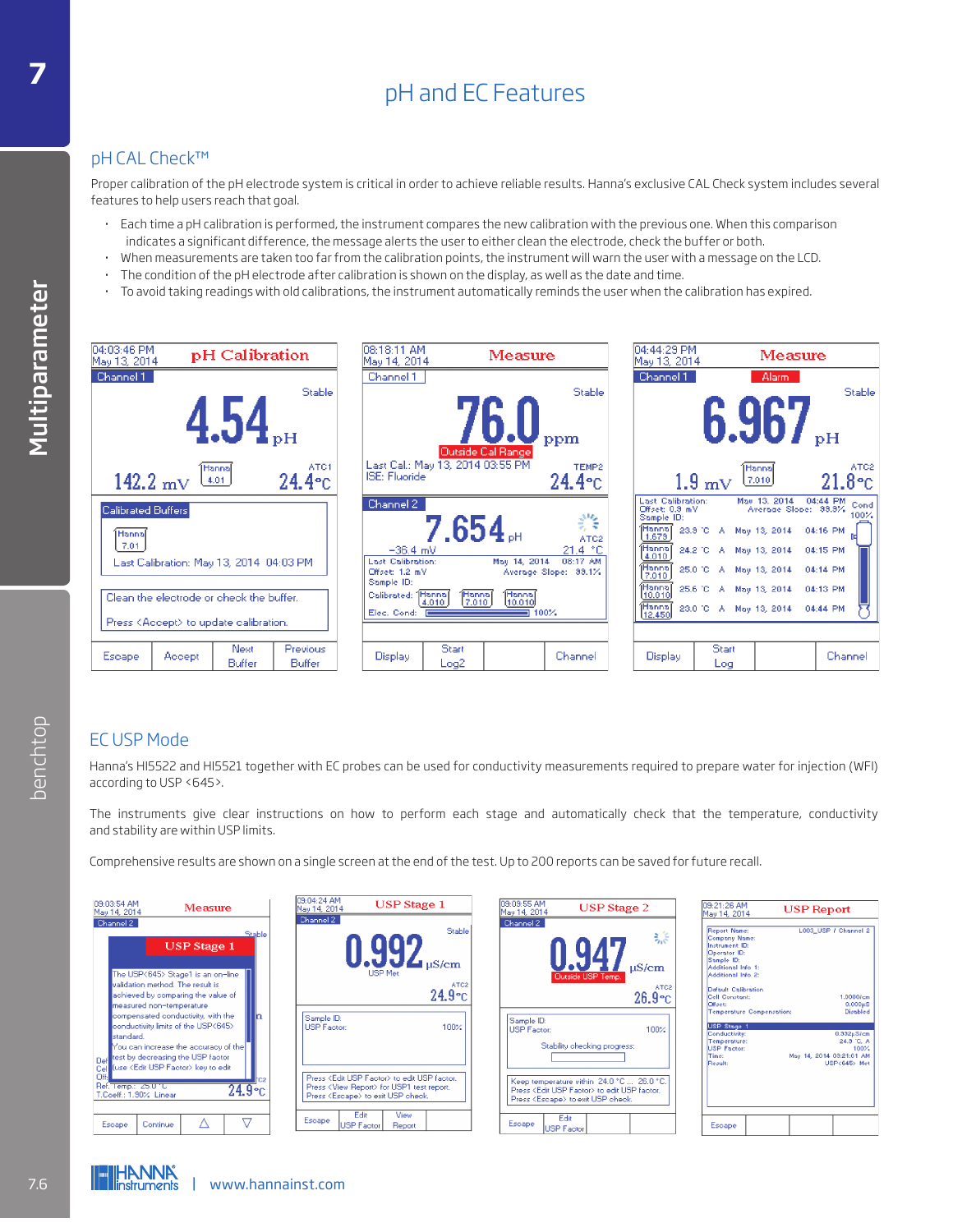# pH and EC Features

## pH CAL Check™

Proper calibration of the pH electrode system is critical in order to achieve reliable results. Hanna's exclusive CAL Check system includes several features to help users reach that goal.

- Each time a pH calibration is performed, the instrument compares the new calibration with the previous one. When this comparison indicates a significant difference, the message alerts the user to either clean the electrode, check the buffer or both.
- When measurements are taken too far from the calibration points, the instrument will warn the user with a message on the LCD.
- The condition of the pH electrode after calibration is shown on the display, as well as the date and time.
- To avoid taking readings with old calibrations, the instrument automatically reminds the user when the calibration has expired.

## EC USP Mode

Hanna's HI5522 and HI5521 together with EC probes can be used for conductivity measurements required to prepare water for injection (WFI) according to USP <645>.

The instruments give clear instructions on how to perform each stage and automatically check that the temperature, conductivity and stability are within USP limits.

Comprehensive results are shown on a single screen at the end of the test. Up to 200 reports can be saved for future recall.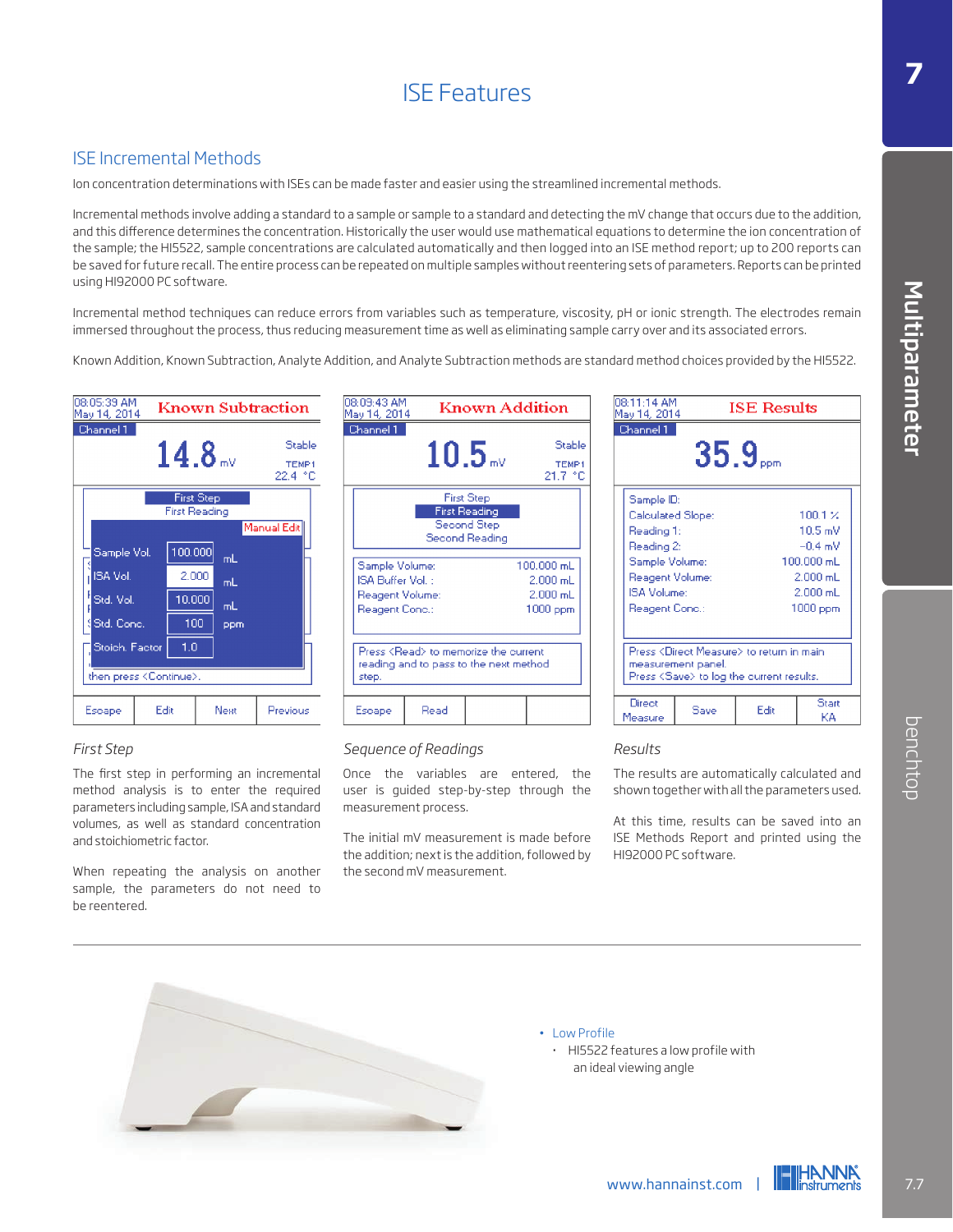# ISE Features

## ISE Incremental Methods

Ion concentration determinations with ISEs can be made faster and easier using the streamlined incremental methods.

Incremental methods involve adding a standard to a sample or sample to a standard and detecting the mV change that occurs due to the addition, and this difference determines the concentration. Historically the user would use mathematical equations to determine the ion concentration of the sample; the HI5522, sample concentrations are calculated automatically and then logged into an ISE method report; up to 200 reports can be saved for future recall. The entire process can be repeated on multiple samples without reentering sets of parameters. Reports can be printed using HI92000 PC software.

Incremental method techniques can reduce errors from variables such as temperature, viscosity, pH or ionic strength. The electrodes remain immersed throughout the process, thus reducing measurement time as well as eliminating sample carry over and its associated errors.

Known Addition, Known Subtraction, Analyte Addition, and Analyte Subtraction methods are standard method choices provided by the HI5522.

### *First Step*

The first step in performing an incremental method analysis is to enter the required parameters including sample, ISA and standard volumes, as well as standard concentration and stoichiometric factor.

When repeating the analysis on another sample, the parameters do not need to be reentered.

### *Sequence of Readings*

Once the variables are entered, the user is guided step-by-step through the measurement process.

The initial mV measurement is made before the addition; next is the addition, followed by the second mV measurement.

### *Results*

The results are automatically calculated and shown together with all the parameters used.

At this time, results can be saved into an ISE Methods Report and printed using the HI92000 PC software.

- Low Profile
  - HI5522 features a low profile with an ideal viewing angle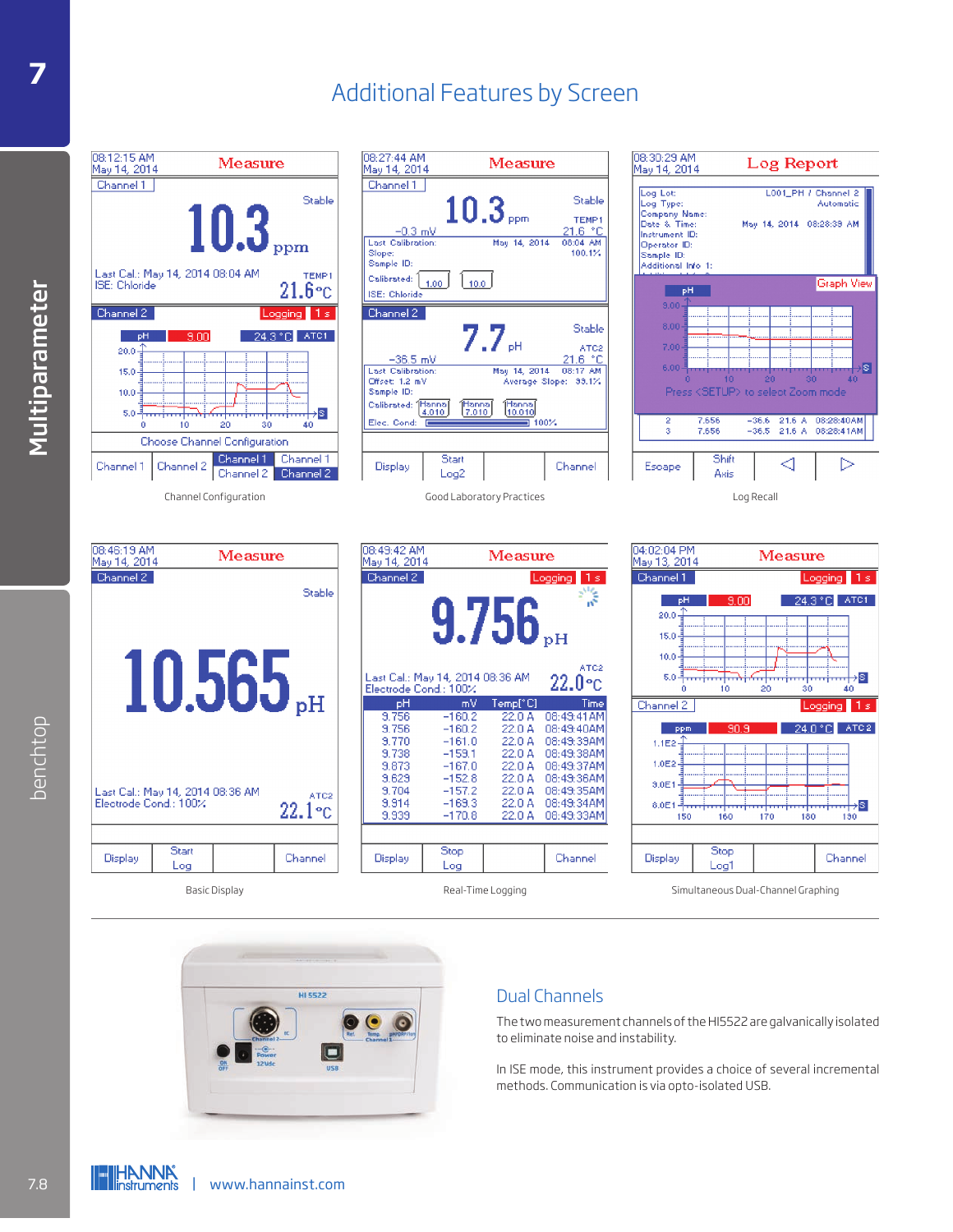# Additional Features by Screen

Channel Configuration

Good Laboratory Practices

Log Recall

Basic Display

Real-Time Logging

Simultaneous Dual-Channel Graphing

## Dual Channels

The two measurement channels of the HI5522 are galvanically isolated to eliminate noise and instability.

In ISE mode, this instrument provides a choice of several incremental methods. Communication is via opto-isolated USB.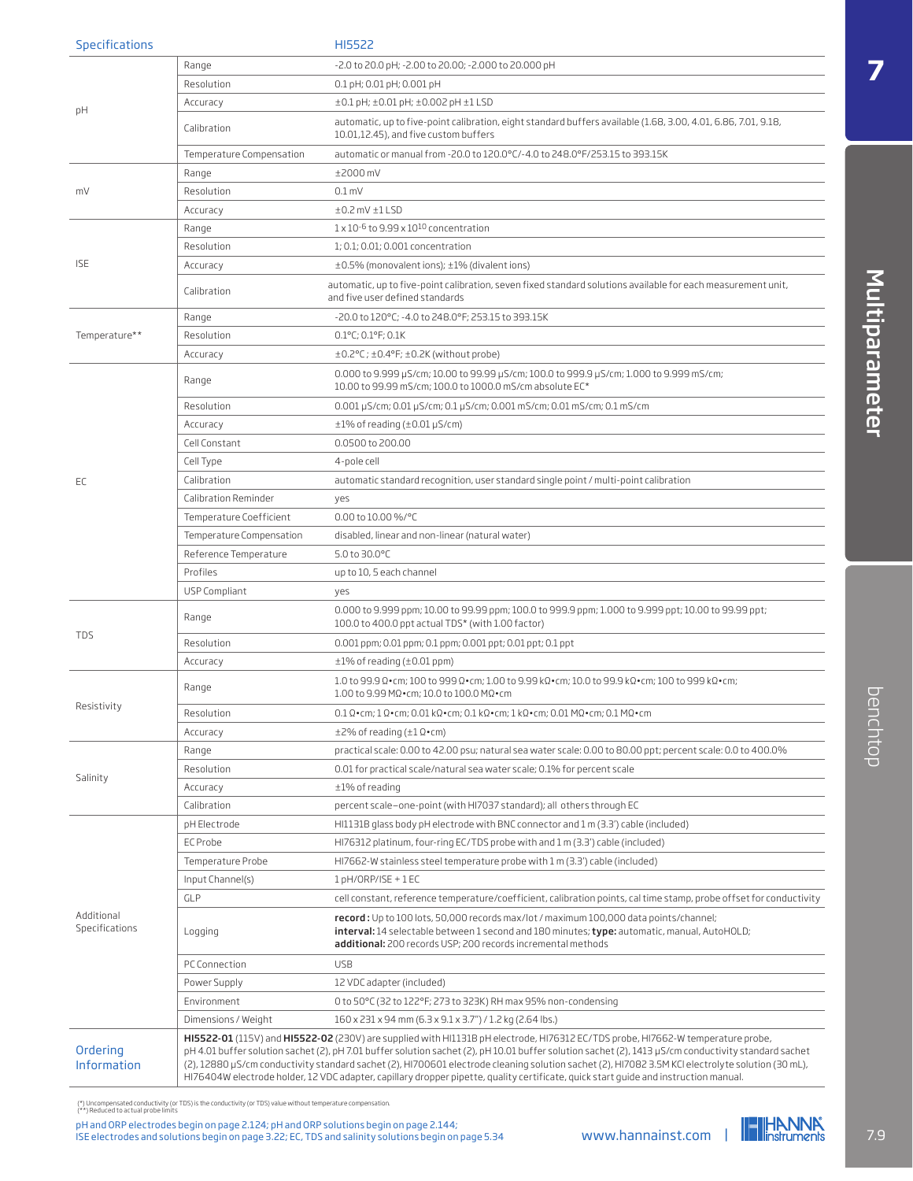| Specifications | | HI5522 |
|---|---|---|
| pH | Range | -2.0 to 20.0 pH; -2.00 to 20.00; -2.000 to 20.000 pH |
| | Resolution | 0.1 pH; 0.01 pH; 0.001 pH |
| | Accuracy | ±0.1 pH; ±0.01 pH; ±0.002 pH ±1 LSD |
| | Calibration | automatic, up to five-point calibration, eight standard buffers available (1.68, 3.00, 4.01, 6.86, 7.01, 9.18, 10.01,12.45), and five custom buffers |
| | Temperature Compensation | automatic or manual from -20.0 to 120.0°C/-4.0 to 248.0°F/253.15 to 393.15K |
| mV | Range | ±2000 mV |
| | Resolution | 0.1 mV |
| | Accuracy | ±0.2 mV ±1 LSD |
| ISE | Range | 1 x $10^{-6}$ to 9.99 x $10^{10}$ concentration |
| | Resolution | 1; 0.1; 0.01; 0.001 concentration |
| | Accuracy | ±0.5% (monovalent ions); ±1% (divalent ions) |
| | Calibration | automatic, up to five-point calibration, seven fixed standard solutions available for each measurement unit, and five user defined standards |
| Temperature** | Range | -20.0 to 120°C; -4.0 to 248.0°F; 253.15 to 393.15K |
| | Resolution | 0.1°C; 0.1°F; 0.1K |
| | Accuracy | ±0.2°C ; ±0.4°F; ±0.2K (without probe) |
| EC | Range | 0.000 to 9.999 µS/cm; 10.00 to 99.99 µS/cm; 100.0 to 999.9 µS/cm; 1.000 to 9.999 mS/cm; 10.00 to 99.99 mS/cm; 100.0 to 1000.0 mS/cm absolute EC* |
| | Resolution | 0.001 µS/cm; 0.01 µS/cm; 0.1 µS/cm; 0.001 mS/cm; 0.01 mS/cm; 0.1 mS/cm |
| | Accuracy | ±1% of reading (±0.01 µS/cm) |
| | Cell Constant | 0.0500 to 200.00 |
| | Cell Type | 4-pole cell |
| | Calibration | automatic standard recognition, user standard single point / multi-point calibration |
| | Calibration Reminder | yes |
| | Temperature Coefficient | 0.00 to 10.00 %/°C |
| | Temperature Compensation | disabled, linear and non-linear (natural water) |
| | Reference Temperature | 5.0 to 30.0°C |
| | Profiles | up to 10, 5 each channel |
| | USP Compliant | yes |
| TDS | Range | 0.000 to 9.999 ppm; 10.00 to 99.99 ppm; 100.0 to 999.9 ppm; 1.000 to 9.999 ppt; 10.00 to 99.99 ppt; 100.0 to 400.0 ppt actual TDS* (with 1.00 factor) |
| | Resolution | 0.001 ppm; 0.01 ppm; 0.1 ppm; 0.001 ppt; 0.01 ppt; 0.1 ppt |
| | Accuracy | ±1% of reading (±0.01 ppm) |
| Resistivity | Range | 1.0 to 99.9 Ω•cm; 100 to 999 Ω•cm; 1.00 to 9.99 kΩ•cm; 10.0 to 99.9 kΩ•cm; 100 to 999 kΩ•cm; 1.00 to 9.99 MΩ•cm; 10.0 to 100.0 MΩ•cm |
| | Resolution | 0.1 Ω•cm; 1 Ω•cm; 0.01 kΩ•cm; 0.1 kΩ•cm; 1 kΩ•cm; 0.01 MΩ•cm; 0.1 MΩ•cm |
| | Accuracy | ±2% of reading (±1 Ω•cm) |
| Salinity | Range | practical scale: 0.00 to 42.00 psu; natural sea water scale: 0.00 to 80.00 ppt; percent scale: 0.0 to 400.0% |
| | Resolution | 0.01 for practical scale/natural sea water scale; 0.1% for percent scale |
| | Accuracy | ±1% of reading |
| | Calibration | percent scale—one-point (with HI7037 standard); all others through EC |
| Additional Specifications | pH Electrode | HI1131B glass body pH electrode with BNC connector and 1 m (3.3') cable (included) |
| | EC Probe | HI76312 platinum, four-ring EC/TDS probe with and 1 m (3.3') cable (included) |
| | Temperature Probe | HI7662-W stainless steel temperature probe with 1 m (3.3') cable (included) |
| | Input Channel(s) | 1 pH/ORP/ISE + 1 EC |
| | GLP | cell constant, reference temperature/coefficient, calibration points, cal time stamp, probe offset for conductivity |
| | Logging | **record:** Up to 100 lots, 50,000 records max/lot / maximum 100,000 data points/channel; **interval:** 14 selectable between 1 second and 180 minutes; **type:** automatic, manual, AutoHOLD; **additional:** 200 records USP; 200 records incremental methods |
| | PC Connection | USB |
| | Power Supply | 12 VDC adapter (included) |
| | Environment | 0 to 50°C (32 to 122°F; 273 to 323K) RH max 95% non-condensing |
| | Dimensions / Weight | 160 x 231 x 94 mm (6.3 x 9.1 x 3.7") / 1.2 kg (2.64 lbs.) |
| Ordering Information | | **HI5522-01** (115V) and **HI5522-02** (230V) are supplied with HI1131B pH electrode, HI76312 EC/TDS probe, HI7662-W temperature probe, pH 4.01 buffer solution sachet (2), pH 7.01 buffer solution sachet (2), pH 10.01 buffer solution sachet (2), 1413 µS/cm conductivity standard sachet (2), 12880 µS/cm conductivity standard sachet (2), HI700601 electrode cleaning solution sachet (2), HI7082 3.5M KCl electrolyte solution (30 mL), HI76404W electrode holder, 12 VDC adapter, capillary dropper pipette, quality certificate, quick start guide and instruction manual. |

(*) Uncompensated conductivity (or TDS) is the conductivity (or TDS) value without temperature compensation.
(**) Reduced to actual probe limits

pH and ORP electrodes begin on page 2.124; pH and ORP solutions begin on page 2.144;
ISE electrodes and solutions begin on page 3.22; EC, TDS and salinity solutions begin on page 5.34